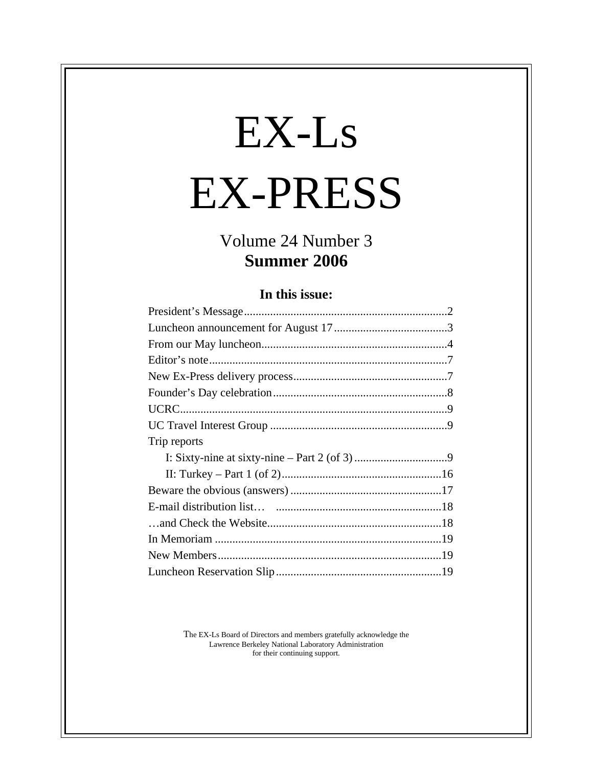# EX-Ls
# EX-PRESS

Volume 24 Number 3
**Summer 2006**

**In this issue:**

| | |
|---|---|
| President's Message | 2 |
| Luncheon announcement for August 17 | 3 |
| From our May luncheon | 4 |
| Editor's note | 7 |
| New Ex-Press delivery process | 7 |
| Founder's Day celebration | 8 |
| UCRC | 9 |
| UC Travel Interest Group | 9 |
| Trip reports | |
| I: Sixty-nine at sixty-nine – Part 2 (of 3) | 9 |
| II: Turkey – Part 1 (of 2) | 16 |
| Beware the obvious (answers) | 17 |
| E-mail distribution list… | 18 |
| …and Check the Website | 18 |
| In Memoriam | 19 |
| New Members | 19 |
| Luncheon Reservation Slip | 19 |

The EX-Ls Board of Directors and members gratefully acknowledge the Lawrence Berkeley National Laboratory Administration for their continuing support.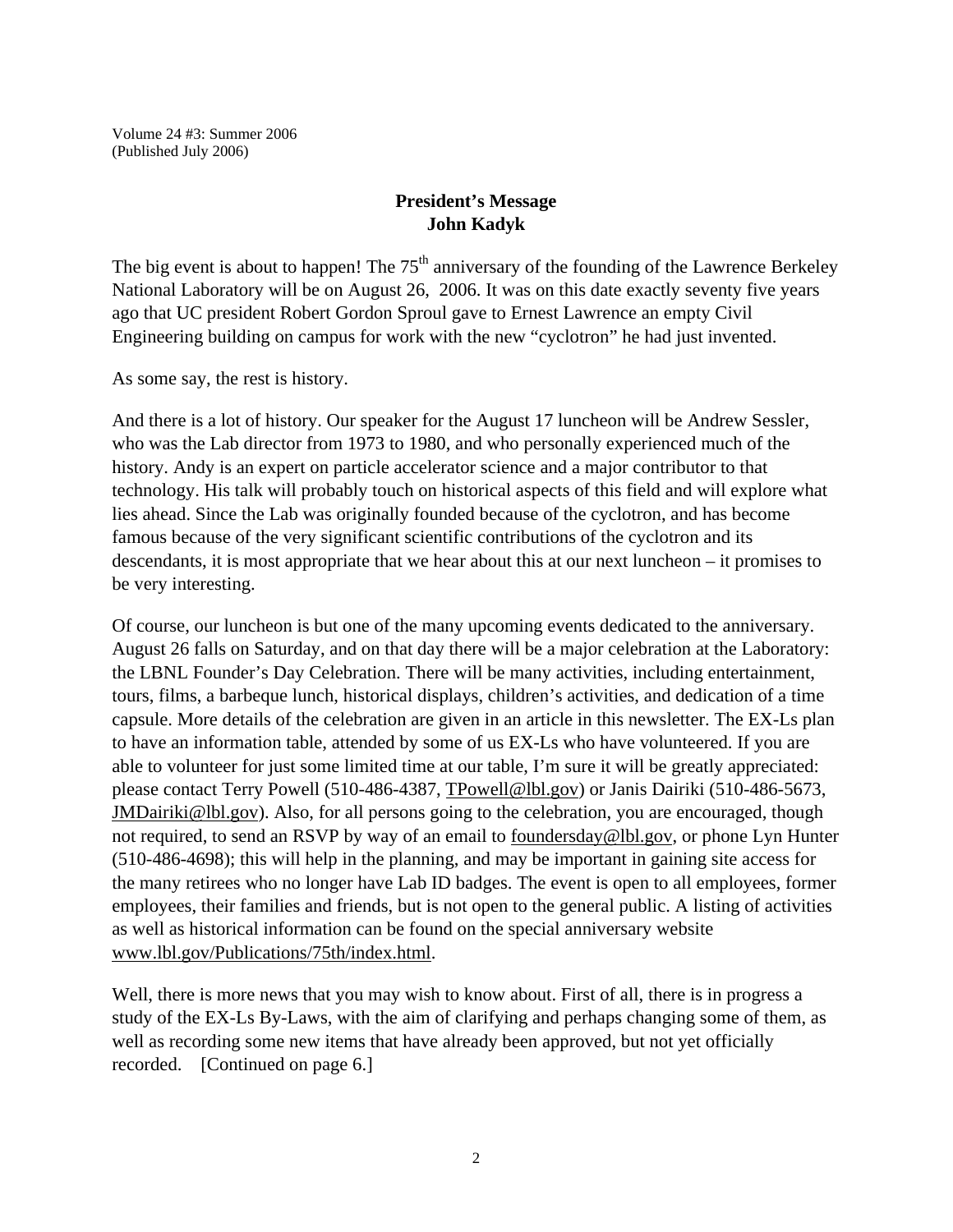Volume 24 #3: Summer 2006
(Published July 2006)

## President's Message
## John Kadyk

The big event is about to happen! The 75th anniversary of the founding of the Lawrence Berkeley National Laboratory will be on August 26, 2006. It was on this date exactly seventy five years ago that UC president Robert Gordon Sproul gave to Ernest Lawrence an empty Civil Engineering building on campus for work with the new "cyclotron" he had just invented.

As some say, the rest is history.

And there is a lot of history. Our speaker for the August 17 luncheon will be Andrew Sessler, who was the Lab director from 1973 to 1980, and who personally experienced much of the history. Andy is an expert on particle accelerator science and a major contributor to that technology. His talk will probably touch on historical aspects of this field and will explore what lies ahead. Since the Lab was originally founded because of the cyclotron, and has become famous because of the very significant scientific contributions of the cyclotron and its descendants, it is most appropriate that we hear about this at our next luncheon – it promises to be very interesting.

Of course, our luncheon is but one of the many upcoming events dedicated to the anniversary. August 26 falls on Saturday, and on that day there will be a major celebration at the Laboratory: the LBNL Founder's Day Celebration. There will be many activities, including entertainment, tours, films, a barbeque lunch, historical displays, children's activities, and dedication of a time capsule. More details of the celebration are given in an article in this newsletter. The EX-Ls plan to have an information table, attended by some of us EX-Ls who have volunteered. If you are able to volunteer for just some limited time at our table, I'm sure it will be greatly appreciated: please contact Terry Powell (510-486-4387, TPowell@lbl.gov) or Janis Dairiki (510-486-5673, JMDairiki@lbl.gov). Also, for all persons going to the celebration, you are encouraged, though not required, to send an RSVP by way of an email to foundersday@lbl.gov, or phone Lyn Hunter (510-486-4698); this will help in the planning, and may be important in gaining site access for the many retirees who no longer have Lab ID badges. The event is open to all employees, former employees, their families and friends, but is not open to the general public. A listing of activities as well as historical information can be found on the special anniversary website www.lbl.gov/Publications/75th/index.html.

Well, there is more news that you may wish to know about. First of all, there is in progress a study of the EX-Ls By-Laws, with the aim of clarifying and perhaps changing some of them, as well as recording some new items that have already been approved, but not yet officially recorded. [Continued on page 6.]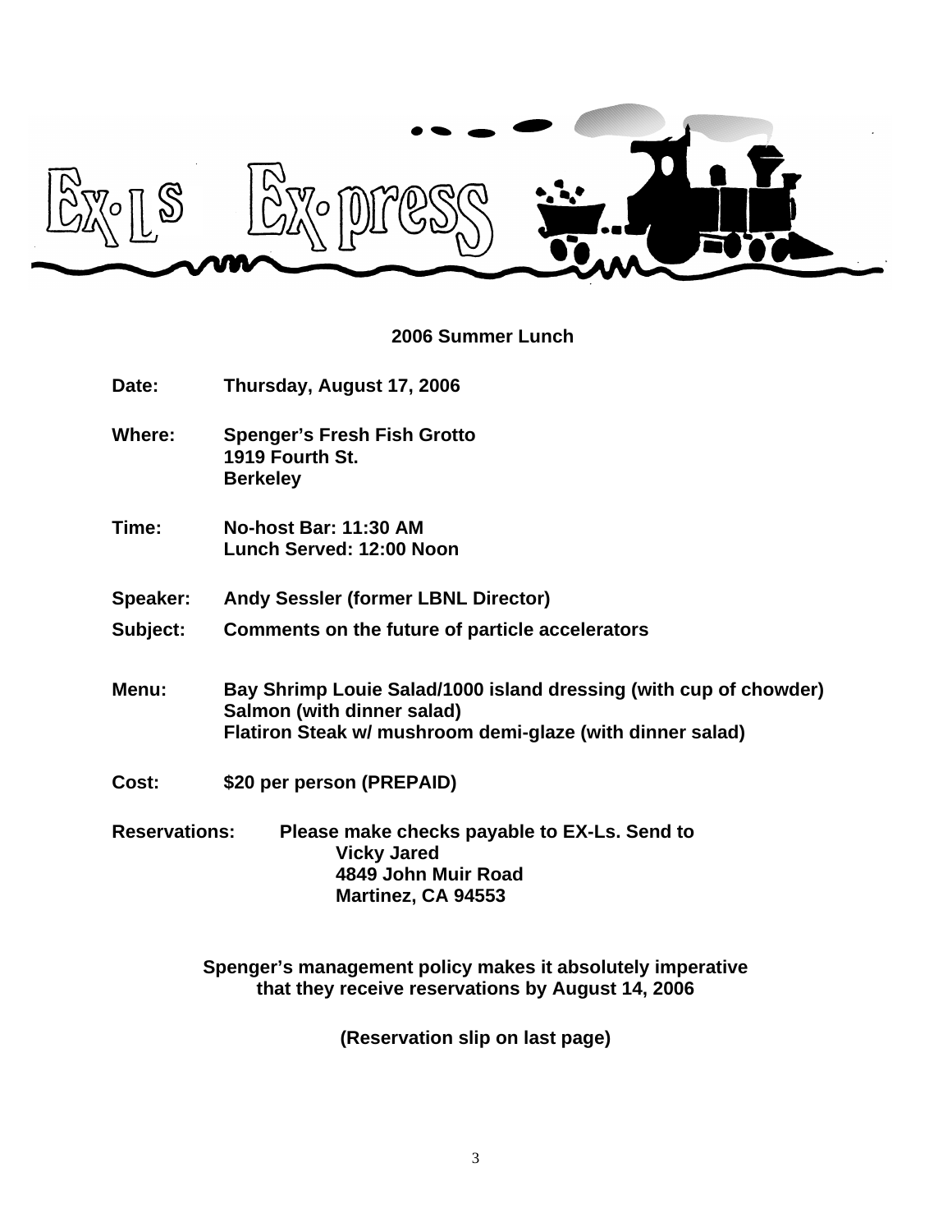# EX-Ls Ex-press

## 2006 Summer Lunch

**Date:** Thursday, August 17, 2006

**Where:** Spenger's Fresh Fish Grotto
1919 Fourth St.
Berkeley

**Time:** No-host Bar: 11:30 AM
Lunch Served: 12:00 Noon

**Speaker:** Andy Sessler (former LBNL Director)

**Subject:** Comments on the future of particle accelerators

**Menu:** Bay Shrimp Louie Salad/1000 island dressing (with cup of chowder)
Salmon (with dinner salad)
Flatiron Steak w/ mushroom demi-glaze (with dinner salad)

**Cost:** $20 per person (PREPAID)

**Reservations:** Please make checks payable to EX-Ls. Send to
Vicky Jared
4849 John Muir Road
Martinez, CA 94553

**Spenger's management policy makes it absolutely imperative that they receive reservations by August 14, 2006**

**(Reservation slip on last page)**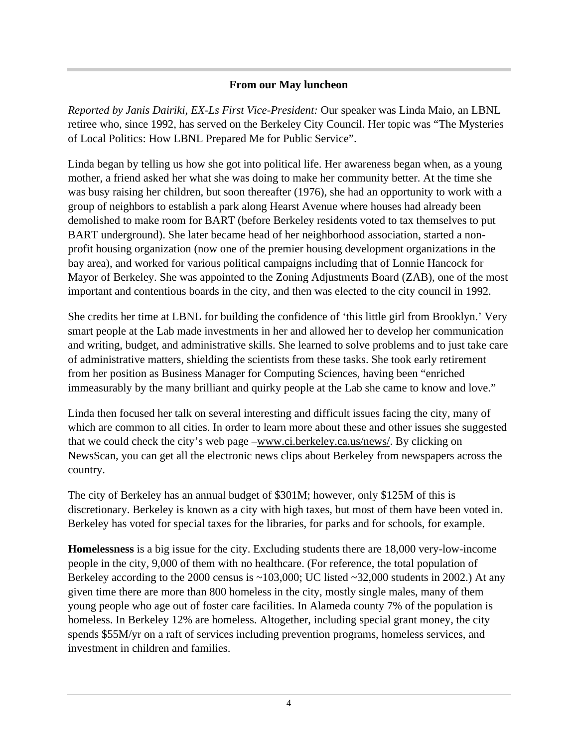## From our May luncheon

*Reported by Janis Dairiki, EX-Ls First Vice-President:* Our speaker was Linda Maio, an LBNL retiree who, since 1992, has served on the Berkeley City Council. Her topic was "The Mysteries of Local Politics: How LBNL Prepared Me for Public Service".

Linda began by telling us how she got into political life. Her awareness began when, as a young mother, a friend asked her what she was doing to make her community better. At the time she was busy raising her children, but soon thereafter (1976), she had an opportunity to work with a group of neighbors to establish a park along Hearst Avenue where houses had already been demolished to make room for BART (before Berkeley residents voted to tax themselves to put BART underground). She later became head of her neighborhood association, started a non-profit housing organization (now one of the premier housing development organizations in the bay area), and worked for various political campaigns including that of Lonnie Hancock for Mayor of Berkeley. She was appointed to the Zoning Adjustments Board (ZAB), one of the most important and contentious boards in the city, and then was elected to the city council in 1992.

She credits her time at LBNL for building the confidence of 'this little girl from Brooklyn.' Very smart people at the Lab made investments in her and allowed her to develop her communication and writing, budget, and administrative skills. She learned to solve problems and to just take care of administrative matters, shielding the scientists from these tasks. She took early retirement from her position as Business Manager for Computing Sciences, having been "enriched immeasurably by the many brilliant and quirky people at the Lab she came to know and love."

Linda then focused her talk on several interesting and difficult issues facing the city, many of which are common to all cities. In order to learn more about these and other issues she suggested that we could check the city's web page –www.ci.berkeley.ca.us/news/. By clicking on NewsScan, you can get all the electronic news clips about Berkeley from newspapers across the country.

The city of Berkeley has an annual budget of $301M; however, only $125M of this is discretionary. Berkeley is known as a city with high taxes, but most of them have been voted in. Berkeley has voted for special taxes for the libraries, for parks and for schools, for example.

**Homelessness** is a big issue for the city. Excluding students there are 18,000 very-low-income people in the city, 9,000 of them with no healthcare. (For reference, the total population of Berkeley according to the 2000 census is ~103,000; UC listed ~32,000 students in 2002.) At any given time there are more than 800 homeless in the city, mostly single males, many of them young people who age out of foster care facilities. In Alameda county 7% of the population is homeless. In Berkeley 12% are homeless. Altogether, including special grant money, the city spends $55M/yr on a raft of services including prevention programs, homeless services, and investment in children and families.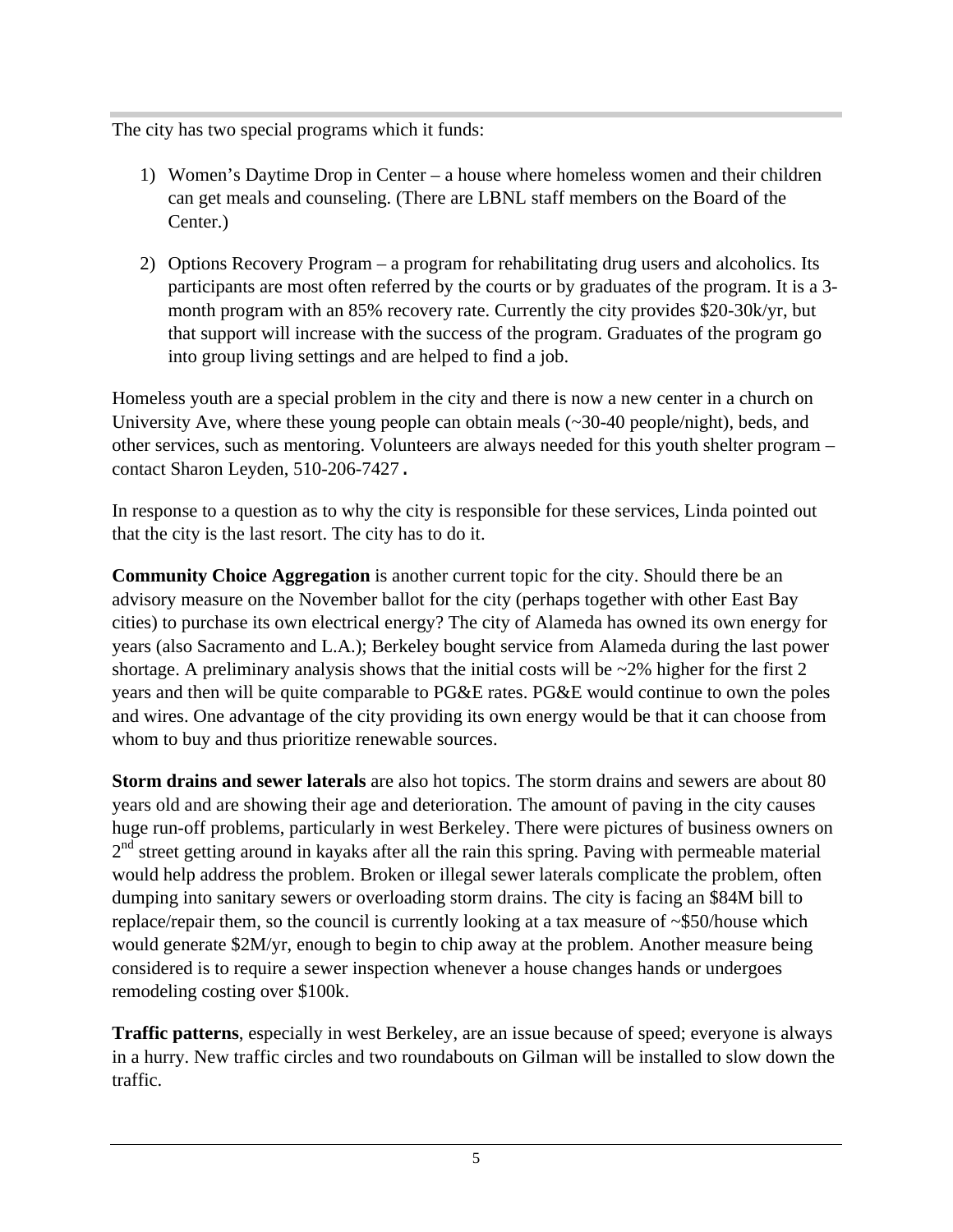The city has two special programs which it funds:

1) Women's Daytime Drop in Center – a house where homeless women and their children can get meals and counseling. (There are LBNL staff members on the Board of the Center.)

2) Options Recovery Program – a program for rehabilitating drug users and alcoholics. Its participants are most often referred by the courts or by graduates of the program. It is a 3-month program with an 85% recovery rate. Currently the city provides $20-30k/yr, but that support will increase with the success of the program. Graduates of the program go into group living settings and are helped to find a job.

Homeless youth are a special problem in the city and there is now a new center in a church on University Ave, where these young people can obtain meals (~30-40 people/night), beds, and other services, such as mentoring. Volunteers are always needed for this youth shelter program – contact Sharon Leyden, 510-206-7427 **.**

In response to a question as to why the city is responsible for these services, Linda pointed out that the city is the last resort. The city has to do it.

**Community Choice Aggregation** is another current topic for the city. Should there be an advisory measure on the November ballot for the city (perhaps together with other East Bay cities) to purchase its own electrical energy? The city of Alameda has owned its own energy for years (also Sacramento and L.A.); Berkeley bought service from Alameda during the last power shortage. A preliminary analysis shows that the initial costs will be ~2% higher for the first 2 years and then will be quite comparable to PG&E rates. PG&E would continue to own the poles and wires. One advantage of the city providing its own energy would be that it can choose from whom to buy and thus prioritize renewable sources.

**Storm drains and sewer laterals** are also hot topics. The storm drains and sewers are about 80 years old and are showing their age and deterioration. The amount of paving in the city causes huge run-off problems, particularly in west Berkeley. There were pictures of business owners on 2nd street getting around in kayaks after all the rain this spring. Paving with permeable material would help address the problem. Broken or illegal sewer laterals complicate the problem, often dumping into sanitary sewers or overloading storm drains. The city is facing an $84M bill to replace/repair them, so the council is currently looking at a tax measure of ~$50/house which would generate $2M/yr, enough to begin to chip away at the problem. Another measure being considered is to require a sewer inspection whenever a house changes hands or undergoes remodeling costing over $100k.

**Traffic patterns**, especially in west Berkeley, are an issue because of speed; everyone is always in a hurry. New traffic circles and two roundabouts on Gilman will be installed to slow down the traffic.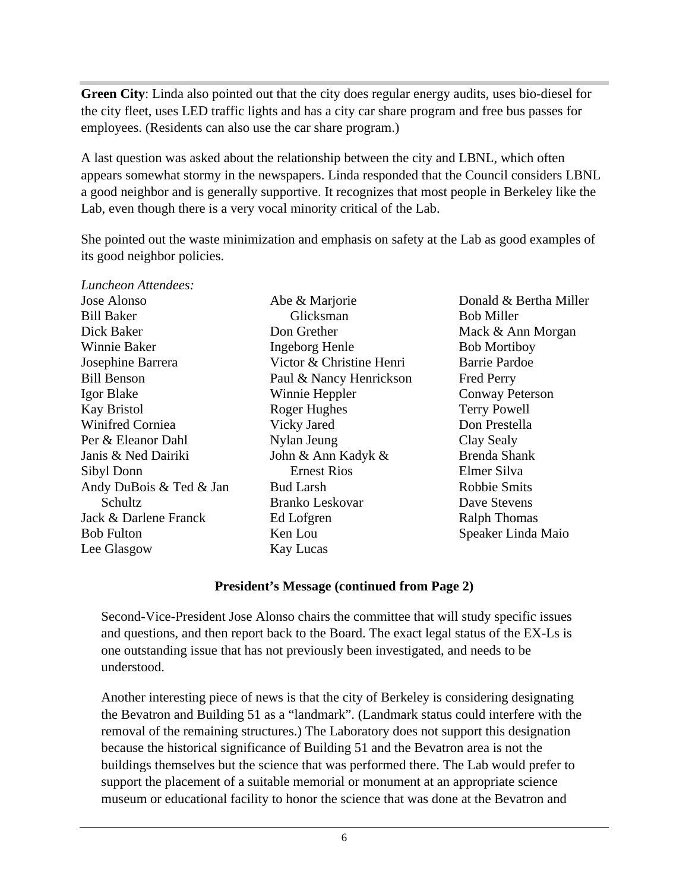**Green City**: Linda also pointed out that the city does regular energy audits, uses bio-diesel for the city fleet, uses LED traffic lights and has a city car share program and free bus passes for employees. (Residents can also use the car share program.)

A last question was asked about the relationship between the city and LBNL, which often appears somewhat stormy in the newspapers. Linda responded that the Council considers LBNL a good neighbor and is generally supportive. It recognizes that most people in Berkeley like the Lab, even though there is a very vocal minority critical of the Lab.

She pointed out the waste minimization and emphasis on safety at the Lab as good examples of its good neighbor policies.

*Luncheon Attendees:*

Jose Alonso
Bill Baker
Dick Baker
Winnie Baker
Josephine Barrera
Bill Benson
Igor Blake
Kay Bristol
Winifred Corniea
Per & Eleanor Dahl
Janis & Ned Dairiki
Sibyl Donn
Andy DuBois & Ted & Jan Schultz
Jack & Darlene Franck
Bob Fulton
Lee Glasgow
Abe & Marjorie Glicksman
Don Grether
Ingeborg Henle
Victor & Christine Henri
Paul & Nancy Henrickson
Winnie Heppler
Roger Hughes
Vicky Jared
Nylan Jeung
John & Ann Kadyk & Ernest Rios
Bud Larsh
Branko Leskovar
Ed Lofgren
Ken Lou
Kay Lucas
Donald & Bertha Miller
Bob Miller
Mack & Ann Morgan
Bob Mortiboy
Barrie Pardoe
Fred Perry
Conway Peterson
Terry Powell
Don Prestella
Clay Sealy
Brenda Shank
Elmer Silva
Robbie Smits
Dave Stevens
Ralph Thomas
Speaker Linda Maio

**President's Message (continued from Page 2)**

Second-Vice-President Jose Alonso chairs the committee that will study specific issues and questions, and then report back to the Board. The exact legal status of the EX-Ls is one outstanding issue that has not previously been investigated, and needs to be understood.

Another interesting piece of news is that the city of Berkeley is considering designating the Bevatron and Building 51 as a "landmark". (Landmark status could interfere with the removal of the remaining structures.) The Laboratory does not support this designation because the historical significance of Building 51 and the Bevatron area is not the buildings themselves but the science that was performed there. The Lab would prefer to support the placement of a suitable memorial or monument at an appropriate science museum or educational facility to honor the science that was done at the Bevatron and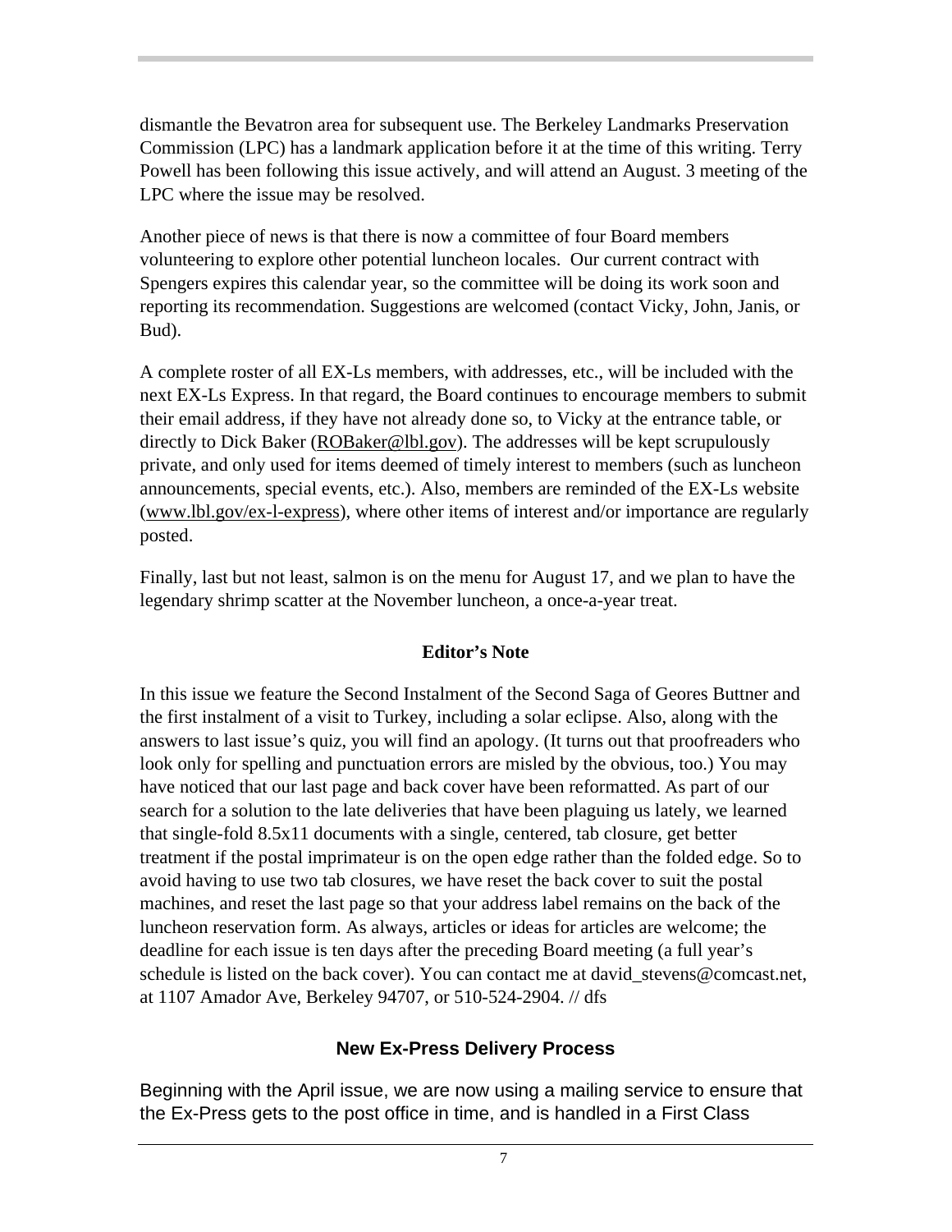dismantle the Bevatron area for subsequent use. The Berkeley Landmarks Preservation Commission (LPC) has a landmark application before it at the time of this writing. Terry Powell has been following this issue actively, and will attend an August. 3 meeting of the LPC where the issue may be resolved.

Another piece of news is that there is now a committee of four Board members volunteering to explore other potential luncheon locales.  Our current contract with Spengers expires this calendar year, so the committee will be doing its work soon and reporting its recommendation. Suggestions are welcomed (contact Vicky, John, Janis, or Bud).

A complete roster of all EX-Ls members, with addresses, etc., will be included with the next EX-Ls Express. In that regard, the Board continues to encourage members to submit their email address, if they have not already done so, to Vicky at the entrance table, or directly to Dick Baker (ROBaker@lbl.gov). The addresses will be kept scrupulously private, and only used for items deemed of timely interest to members (such as luncheon announcements, special events, etc.). Also, members are reminded of the EX-Ls website (www.lbl.gov/ex-l-express), where other items of interest and/or importance are regularly posted.

Finally, last but not least, salmon is on the menu for August 17, and we plan to have the legendary shrimp scatter at the November luncheon, a once-a-year treat.

## Editor's Note

In this issue we feature the Second Instalment of the Second Saga of Geores Buttner and the first instalment of a visit to Turkey, including a solar eclipse. Also, along with the answers to last issue's quiz, you will find an apology. (It turns out that proofreaders who look only for spelling and punctuation errors are misled by the obvious, too.) You may have noticed that our last page and back cover have been reformatted. As part of our search for a solution to the late deliveries that have been plaguing us lately, we learned that single-fold 8.5x11 documents with a single, centered, tab closure, get better treatment if the postal imprimateur is on the open edge rather than the folded edge. So to avoid having to use two tab closures, we have reset the back cover to suit the postal machines, and reset the last page so that your address label remains on the back of the luncheon reservation form. As always, articles or ideas for articles are welcome; the deadline for each issue is ten days after the preceding Board meeting (a full year's schedule is listed on the back cover). You can contact me at david_stevens@comcast.net, at 1107 Amador Ave, Berkeley 94707, or 510-524-2904. // dfs

## New Ex-Press Delivery Process

Beginning with the April issue, we are now using a mailing service to ensure that the Ex-Press gets to the post office in time, and is handled in a First Class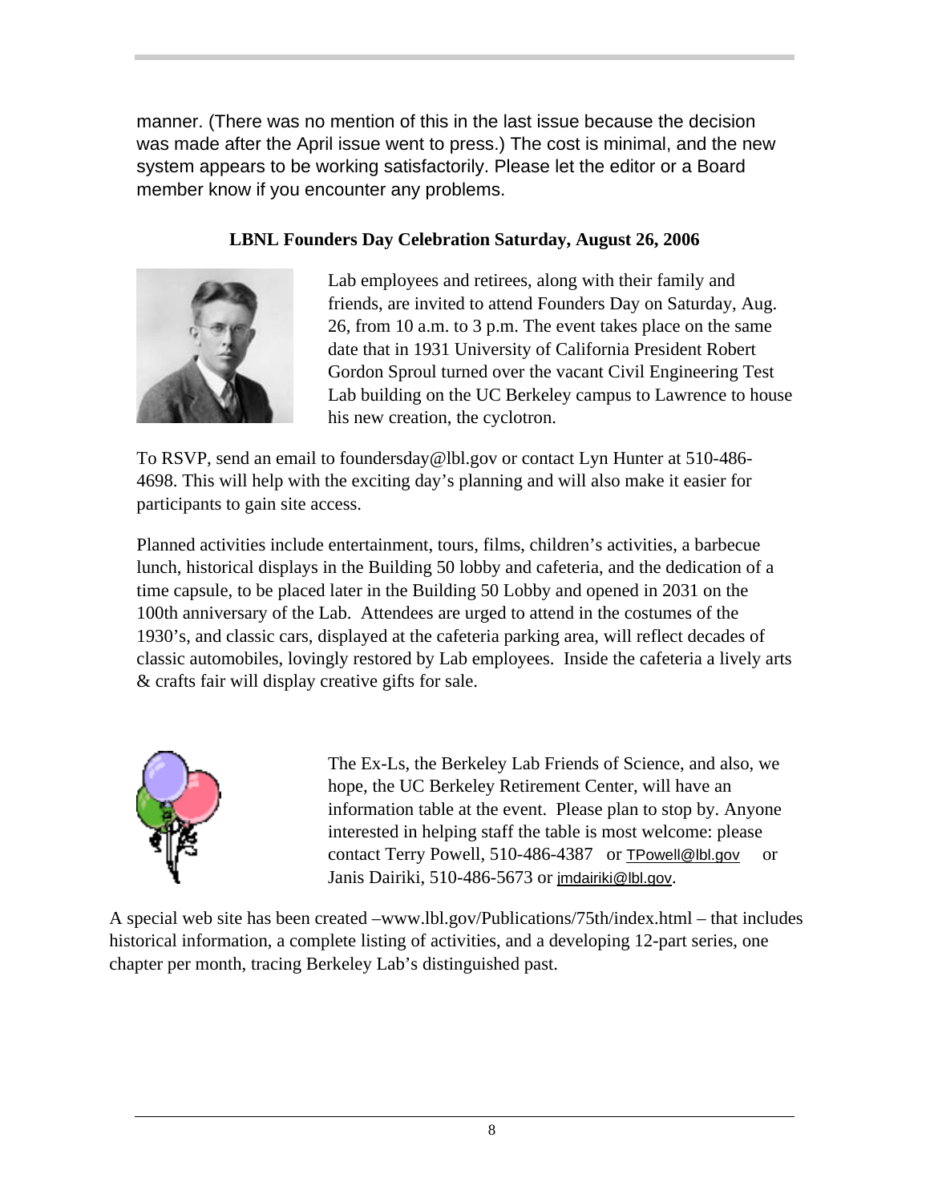manner. (There was no mention of this in the last issue because the decision was made after the April issue went to press.) The cost is minimal, and the new system appears to be working satisfactorily. Please let the editor or a Board member know if you encounter any problems.

**LBNL Founders Day Celebration Saturday, August 26, 2006**

Lab employees and retirees, along with their family and friends, are invited to attend Founders Day on Saturday, Aug. 26, from 10 a.m. to 3 p.m. The event takes place on the same date that in 1931 University of California President Robert Gordon Sproul turned over the vacant Civil Engineering Test Lab building on the UC Berkeley campus to Lawrence to house his new creation, the cyclotron.

To RSVP, send an email to foundersday@lbl.gov or contact Lyn Hunter at 510-486-4698. This will help with the exciting day's planning and will also make it easier for participants to gain site access.

Planned activities include entertainment, tours, films, children's activities, a barbecue lunch, historical displays in the Building 50 lobby and cafeteria, and the dedication of a time capsule, to be placed later in the Building 50 Lobby and opened in 2031 on the 100th anniversary of the Lab. Attendees are urged to attend in the costumes of the 1930's, and classic cars, displayed at the cafeteria parking area, will reflect decades of classic automobiles, lovingly restored by Lab employees. Inside the cafeteria a lively arts & crafts fair will display creative gifts for sale.

The Ex-Ls, the Berkeley Lab Friends of Science, and also, we hope, the UC Berkeley Retirement Center, will have an information table at the event. Please plan to stop by. Anyone interested in helping staff the table is most welcome: please contact Terry Powell, 510-486-4387 or TPowell@lbl.gov or Janis Dairiki, 510-486-5673 or jmdairiki@lbl.gov.

A special web site has been created –www.lbl.gov/Publications/75th/index.html – that includes historical information, a complete listing of activities, and a developing 12-part series, one chapter per month, tracing Berkeley Lab's distinguished past.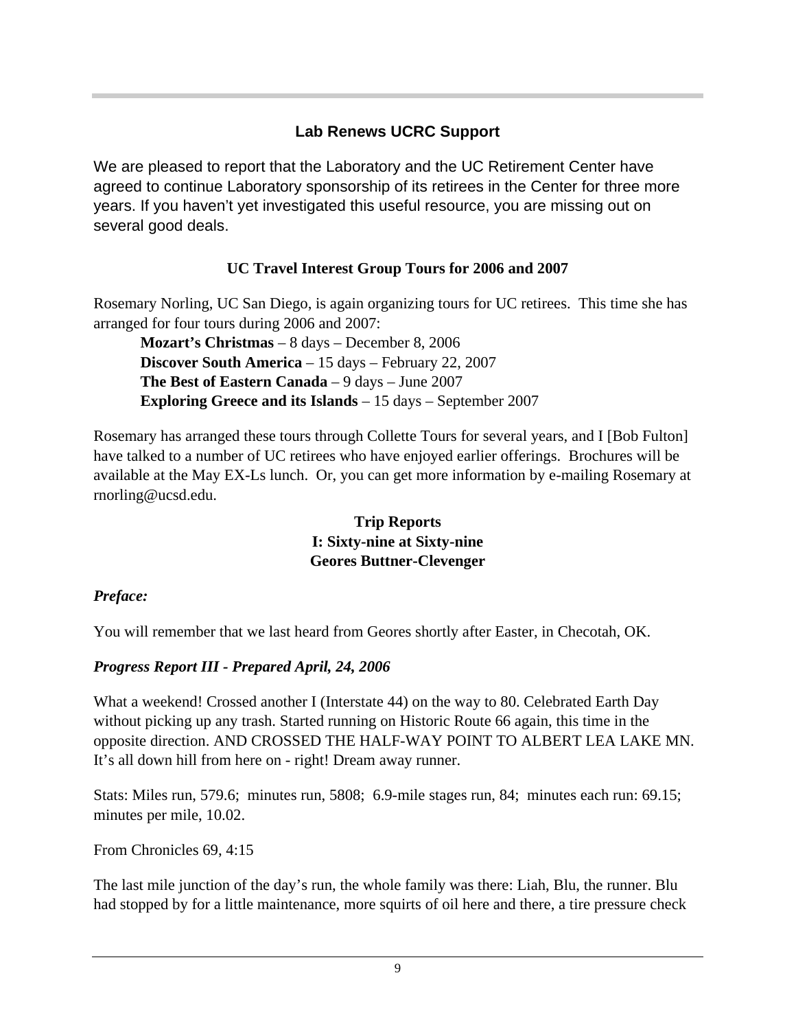## Lab Renews UCRC Support

We are pleased to report that the Laboratory and the UC Retirement Center have agreed to continue Laboratory sponsorship of its retirees in the Center for three more years. If you haven't yet investigated this useful resource, you are missing out on several good deals.

## UC Travel Interest Group Tours for 2006 and 2007

Rosemary Norling, UC San Diego, is again organizing tours for UC retirees. This time she has arranged for four tours during 2006 and 2007:

- **Mozart's Christmas** – 8 days – December 8, 2006
- **Discover South America** – 15 days – February 22, 2007
- **The Best of Eastern Canada** – 9 days – June 2007
- **Exploring Greece and its Islands** – 15 days – September 2007

Rosemary has arranged these tours through Collette Tours for several years, and I [Bob Fulton] have talked to a number of UC retirees who have enjoyed earlier offerings. Brochures will be available at the May EX-Ls lunch. Or, you can get more information by e-mailing Rosemary at rnorling@ucsd.edu.

## Trip Reports
### I: Sixty-nine at Sixty-nine
### Geores Buttner-Clevenger

***Preface:***

You will remember that we last heard from Geores shortly after Easter, in Checotah, OK.

***Progress Report III - Prepared April, 24, 2006***

What a weekend! Crossed another I (Interstate 44) on the way to 80. Celebrated Earth Day without picking up any trash. Started running on Historic Route 66 again, this time in the opposite direction. AND CROSSED THE HALF-WAY POINT TO ALBERT LEA LAKE MN. It's all down hill from here on - right! Dream away runner.

Stats: Miles run, 579.6; minutes run, 5808; 6.9-mile stages run, 84; minutes each run: 69.15; minutes per mile, 10.02.

From Chronicles 69, 4:15

The last mile junction of the day's run, the whole family was there: Liah, Blu, the runner. Blu had stopped by for a little maintenance, more squirts of oil here and there, a tire pressure check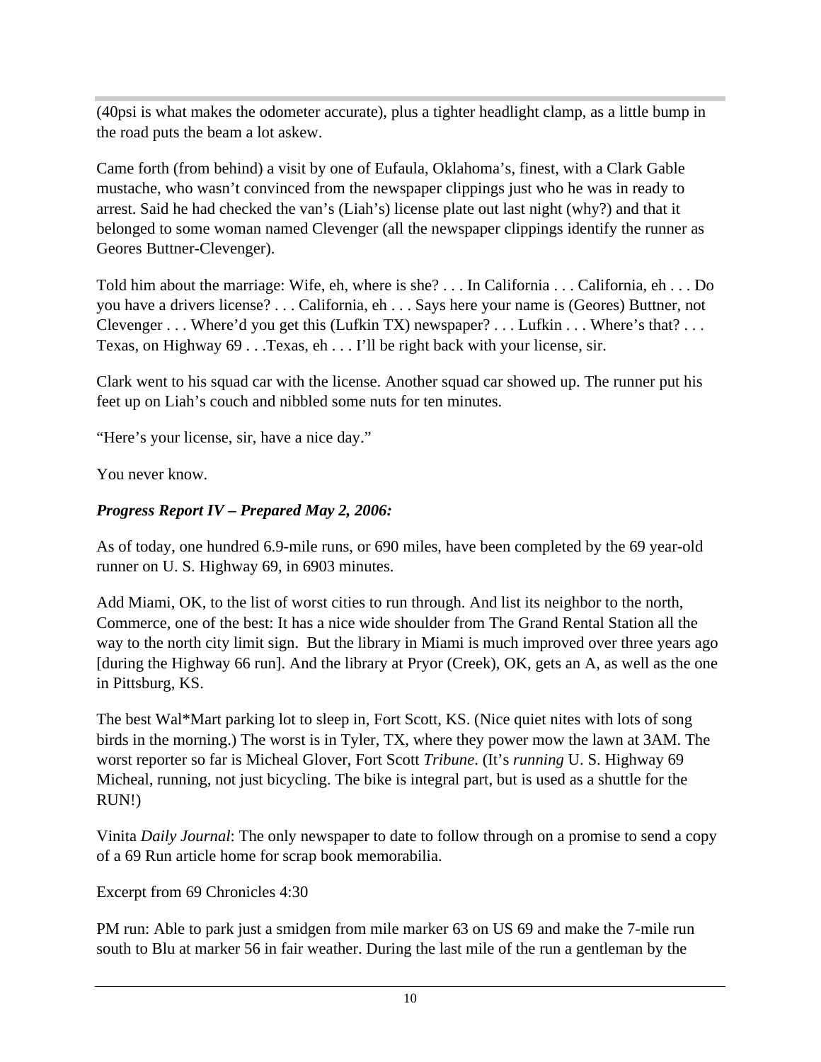(40psi is what makes the odometer accurate), plus a tighter headlight clamp, as a little bump in the road puts the beam a lot askew.

Came forth (from behind) a visit by one of Eufaula, Oklahoma's, finest, with a Clark Gable mustache, who wasn't convinced from the newspaper clippings just who he was in ready to arrest. Said he had checked the van's (Liah's) license plate out last night (why?) and that it belonged to some woman named Clevenger (all the newspaper clippings identify the runner as Geores Buttner-Clevenger).

Told him about the marriage: Wife, eh, where is she? . . . In California . . . California, eh . . . Do you have a drivers license? . . . California, eh . . . Says here your name is (Geores) Buttner, not Clevenger . . . Where'd you get this (Lufkin TX) newspaper? . . . Lufkin . . . Where's that? . . . Texas, on Highway 69 . . .Texas, eh . . . I'll be right back with your license, sir.

Clark went to his squad car with the license. Another squad car showed up. The runner put his feet up on Liah's couch and nibbled some nuts for ten minutes.

"Here's your license, sir, have a nice day."

You never know.

***Progress Report IV – Prepared May 2, 2006:***

As of today, one hundred 6.9-mile runs, or 690 miles, have been completed by the 69 year-old runner on U. S. Highway 69, in 6903 minutes.

Add Miami, OK, to the list of worst cities to run through. And list its neighbor to the north, Commerce, one of the best: It has a nice wide shoulder from The Grand Rental Station all the way to the north city limit sign. But the library in Miami is much improved over three years ago [during the Highway 66 run]. And the library at Pryor (Creek), OK, gets an A, as well as the one in Pittsburg, KS.

The best Wal*Mart parking lot to sleep in, Fort Scott, KS. (Nice quiet nites with lots of song birds in the morning.) The worst is in Tyler, TX, where they power mow the lawn at 3AM. The worst reporter so far is Micheal Glover, Fort Scott *Tribune*. (It's *running* U. S. Highway 69 Micheal, running, not just bicycling. The bike is integral part, but is used as a shuttle for the RUN!)

Vinita *Daily Journal*: The only newspaper to date to follow through on a promise to send a copy of a 69 Run article home for scrap book memorabilia.

Excerpt from 69 Chronicles 4:30

PM run: Able to park just a smidgen from mile marker 63 on US 69 and make the 7-mile run south to Blu at marker 56 in fair weather. During the last mile of the run a gentleman by the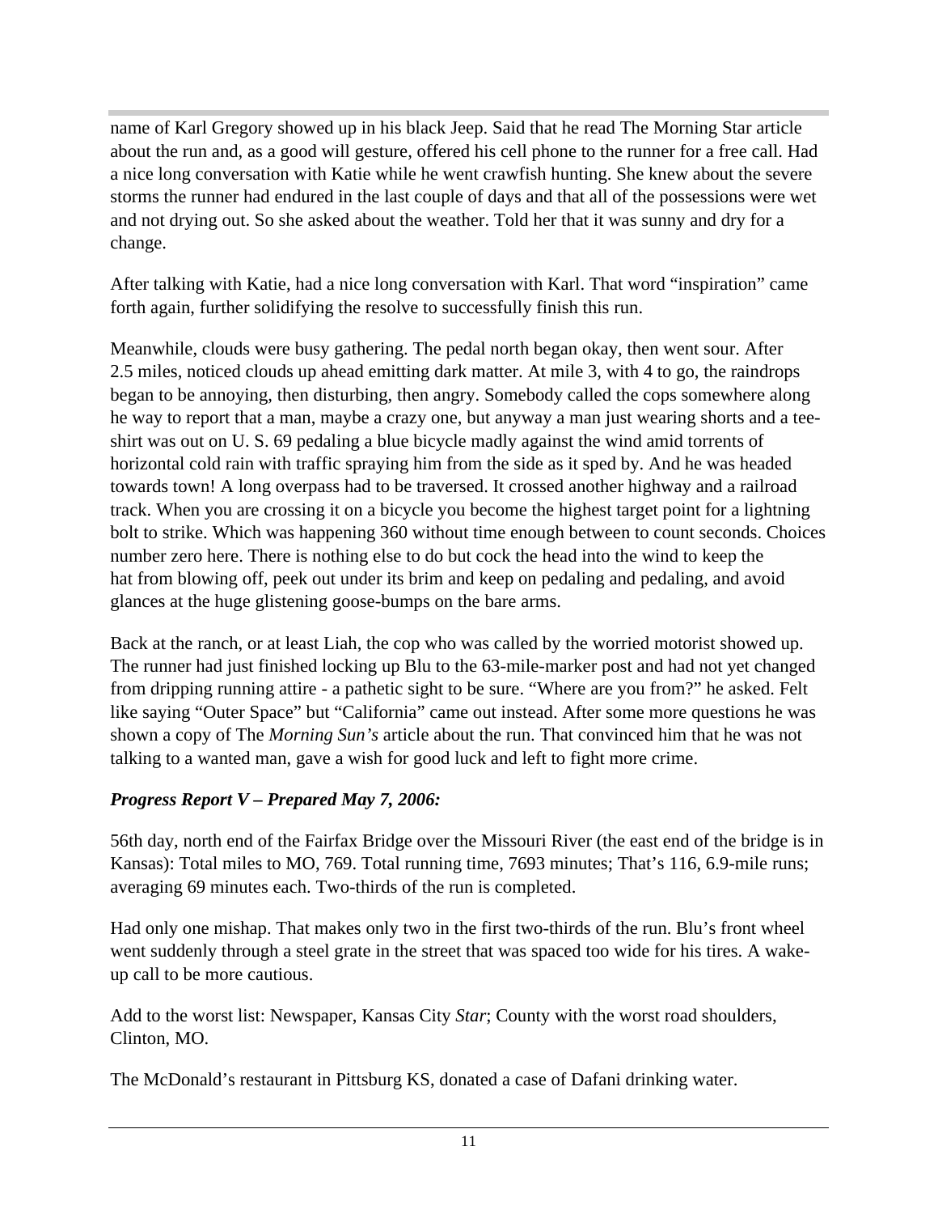name of Karl Gregory showed up in his black Jeep. Said that he read The Morning Star article about the run and, as a good will gesture, offered his cell phone to the runner for a free call. Had a nice long conversation with Katie while he went crawfish hunting. She knew about the severe storms the runner had endured in the last couple of days and that all of the possessions were wet and not drying out. So she asked about the weather. Told her that it was sunny and dry for a change.

After talking with Katie, had a nice long conversation with Karl. That word "inspiration" came forth again, further solidifying the resolve to successfully finish this run.

Meanwhile, clouds were busy gathering. The pedal north began okay, then went sour. After 2.5 miles, noticed clouds up ahead emitting dark matter. At mile 3, with 4 to go, the raindrops began to be annoying, then disturbing, then angry. Somebody called the cops somewhere along he way to report that a man, maybe a crazy one, but anyway a man just wearing shorts and a tee-shirt was out on U. S. 69 pedaling a blue bicycle madly against the wind amid torrents of horizontal cold rain with traffic spraying him from the side as it sped by. And he was headed towards town! A long overpass had to be traversed. It crossed another highway and a railroad track. When you are crossing it on a bicycle you become the highest target point for a lightning bolt to strike. Which was happening 360 without time enough between to count seconds. Choices number zero here. There is nothing else to do but cock the head into the wind to keep the hat from blowing off, peek out under its brim and keep on pedaling and pedaling, and avoid glances at the huge glistening goose-bumps on the bare arms.

Back at the ranch, or at least Liah, the cop who was called by the worried motorist showed up. The runner had just finished locking up Blu to the 63-mile-marker post and had not yet changed from dripping running attire - a pathetic sight to be sure. "Where are you from?" he asked. Felt like saying "Outer Space" but "California" came out instead. After some more questions he was shown a copy of The *Morning Sun's* article about the run. That convinced him that he was not talking to a wanted man, gave a wish for good luck and left to fight more crime.

### *Progress Report V – Prepared May 7, 2006:*

56th day, north end of the Fairfax Bridge over the Missouri River (the east end of the bridge is in Kansas): Total miles to MO, 769. Total running time, 7693 minutes; That's 116, 6.9-mile runs; averaging 69 minutes each. Two-thirds of the run is completed.

Had only one mishap. That makes only two in the first two-thirds of the run. Blu's front wheel went suddenly through a steel grate in the street that was spaced too wide for his tires. A wake-up call to be more cautious.

Add to the worst list: Newspaper, Kansas City *Star*; County with the worst road shoulders, Clinton, MO.

The McDonald's restaurant in Pittsburg KS, donated a case of Dafani drinking water.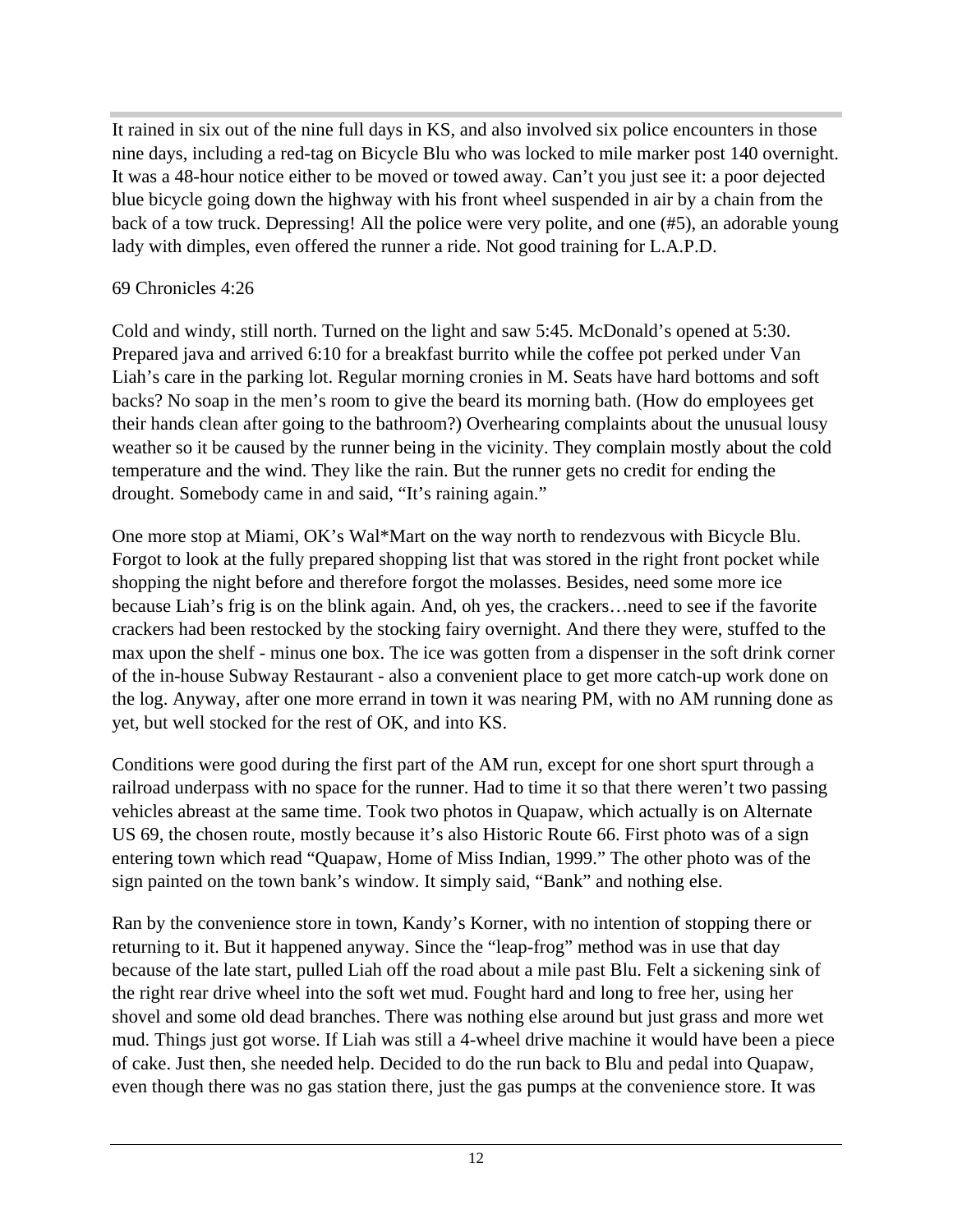It rained in six out of the nine full days in KS, and also involved six police encounters in those nine days, including a red-tag on Bicycle Blu who was locked to mile marker post 140 overnight. It was a 48-hour notice either to be moved or towed away. Can't you just see it: a poor dejected blue bicycle going down the highway with his front wheel suspended in air by a chain from the back of a tow truck. Depressing! All the police were very polite, and one (#5), an adorable young lady with dimples, even offered the runner a ride. Not good training for L.A.P.D.

69 Chronicles 4:26

Cold and windy, still north. Turned on the light and saw 5:45. McDonald's opened at 5:30. Prepared java and arrived 6:10 for a breakfast burrito while the coffee pot perked under Van Liah's care in the parking lot. Regular morning cronies in M. Seats have hard bottoms and soft backs? No soap in the men's room to give the beard its morning bath. (How do employees get their hands clean after going to the bathroom?) Overhearing complaints about the unusual lousy weather so it be caused by the runner being in the vicinity. They complain mostly about the cold temperature and the wind. They like the rain. But the runner gets no credit for ending the drought. Somebody came in and said, "It's raining again."

One more stop at Miami, OK's Wal*Mart on the way north to rendezvous with Bicycle Blu. Forgot to look at the fully prepared shopping list that was stored in the right front pocket while shopping the night before and therefore forgot the molasses. Besides, need some more ice because Liah's frig is on the blink again. And, oh yes, the crackers…need to see if the favorite crackers had been restocked by the stocking fairy overnight. And there they were, stuffed to the max upon the shelf - minus one box. The ice was gotten from a dispenser in the soft drink corner of the in-house Subway Restaurant - also a convenient place to get more catch-up work done on the log. Anyway, after one more errand in town it was nearing PM, with no AM running done as yet, but well stocked for the rest of OK, and into KS.

Conditions were good during the first part of the AM run, except for one short spurt through a railroad underpass with no space for the runner. Had to time it so that there weren't two passing vehicles abreast at the same time. Took two photos in Quapaw, which actually is on Alternate US 69, the chosen route, mostly because it's also Historic Route 66. First photo was of a sign entering town which read "Quapaw, Home of Miss Indian, 1999." The other photo was of the sign painted on the town bank's window. It simply said, "Bank" and nothing else.

Ran by the convenience store in town, Kandy's Korner, with no intention of stopping there or returning to it. But it happened anyway. Since the "leap-frog" method was in use that day because of the late start, pulled Liah off the road about a mile past Blu. Felt a sickening sink of the right rear drive wheel into the soft wet mud. Fought hard and long to free her, using her shovel and some old dead branches. There was nothing else around but just grass and more wet mud. Things just got worse. If Liah was still a 4-wheel drive machine it would have been a piece of cake. Just then, she needed help. Decided to do the run back to Blu and pedal into Quapaw, even though there was no gas station there, just the gas pumps at the convenience store. It was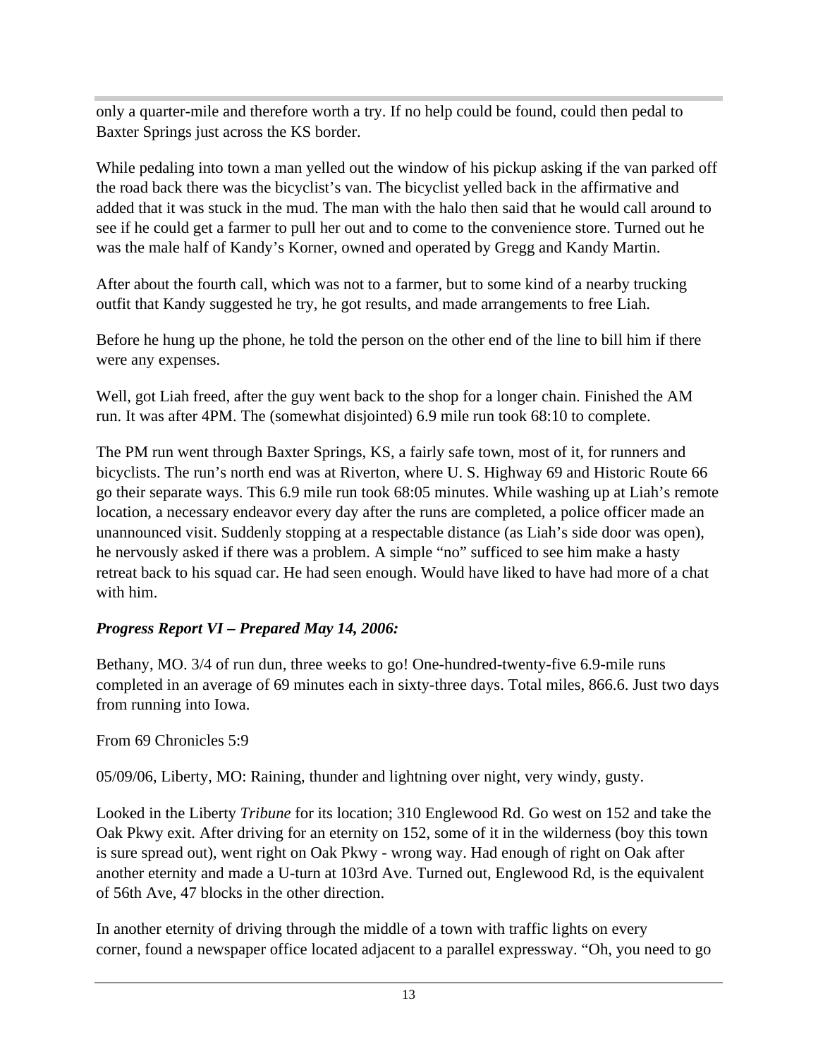only a quarter-mile and therefore worth a try. If no help could be found, could then pedal to Baxter Springs just across the KS border.

While pedaling into town a man yelled out the window of his pickup asking if the van parked off the road back there was the bicyclist's van. The bicyclist yelled back in the affirmative and added that it was stuck in the mud. The man with the halo then said that he would call around to see if he could get a farmer to pull her out and to come to the convenience store. Turned out he was the male half of Kandy's Korner, owned and operated by Gregg and Kandy Martin.

After about the fourth call, which was not to a farmer, but to some kind of a nearby trucking outfit that Kandy suggested he try, he got results, and made arrangements to free Liah.

Before he hung up the phone, he told the person on the other end of the line to bill him if there were any expenses.

Well, got Liah freed, after the guy went back to the shop for a longer chain. Finished the AM run. It was after 4PM. The (somewhat disjointed) 6.9 mile run took 68:10 to complete.

The PM run went through Baxter Springs, KS, a fairly safe town, most of it, for runners and bicyclists. The run's north end was at Riverton, where U. S. Highway 69 and Historic Route 66 go their separate ways. This 6.9 mile run took 68:05 minutes. While washing up at Liah's remote location, a necessary endeavor every day after the runs are completed, a police officer made an unannounced visit. Suddenly stopping at a respectable distance (as Liah's side door was open), he nervously asked if there was a problem. A simple "no" sufficed to see him make a hasty retreat back to his squad car. He had seen enough. Would have liked to have had more of a chat with him.

***Progress Report VI – Prepared May 14, 2006:***

Bethany, MO. 3/4 of run dun, three weeks to go! One-hundred-twenty-five 6.9-mile runs completed in an average of 69 minutes each in sixty-three days. Total miles, 866.6. Just two days from running into Iowa.

From 69 Chronicles 5:9

05/09/06, Liberty, MO: Raining, thunder and lightning over night, very windy, gusty.

Looked in the Liberty *Tribune* for its location; 310 Englewood Rd. Go west on 152 and take the Oak Pkwy exit. After driving for an eternity on 152, some of it in the wilderness (boy this town is sure spread out), went right on Oak Pkwy - wrong way. Had enough of right on Oak after another eternity and made a U-turn at 103rd Ave. Turned out, Englewood Rd, is the equivalent of 56th Ave, 47 blocks in the other direction.

In another eternity of driving through the middle of a town with traffic lights on every corner, found a newspaper office located adjacent to a parallel expressway. "Oh, you need to go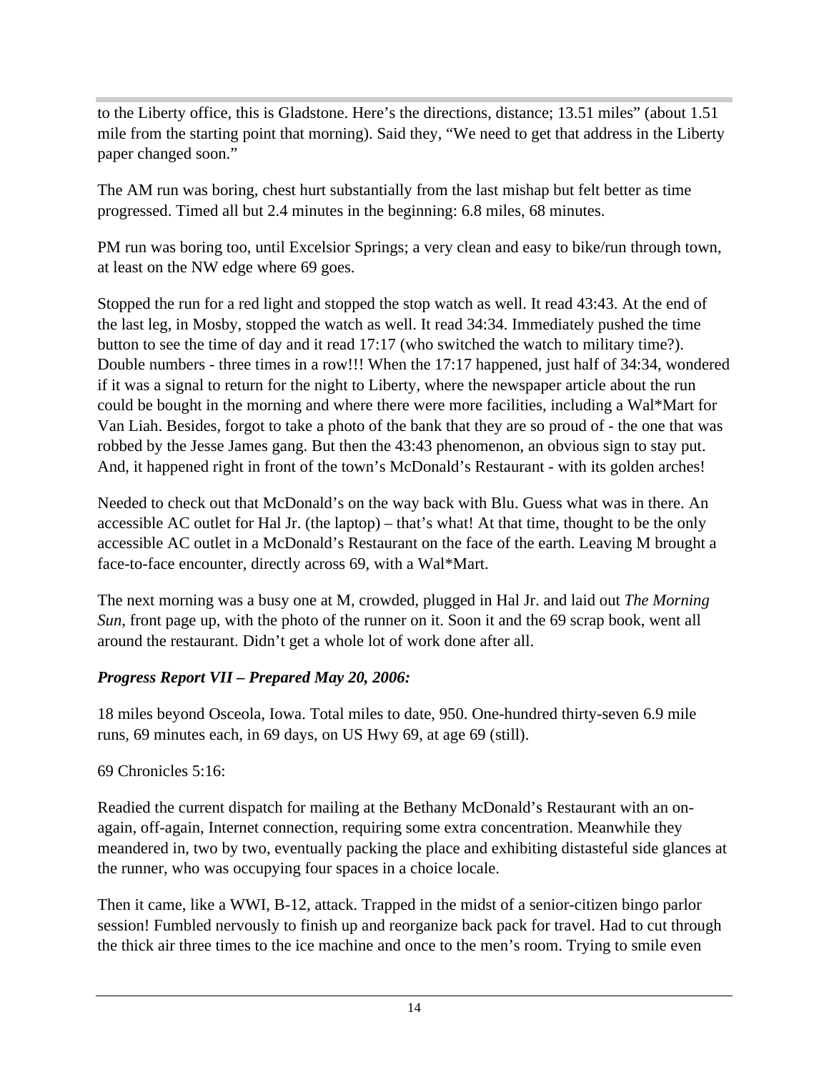to the Liberty office, this is Gladstone. Here's the directions, distance; 13.51 miles" (about 1.51 mile from the starting point that morning). Said they, "We need to get that address in the Liberty paper changed soon."

The AM run was boring, chest hurt substantially from the last mishap but felt better as time progressed. Timed all but 2.4 minutes in the beginning: 6.8 miles, 68 minutes.

PM run was boring too, until Excelsior Springs; a very clean and easy to bike/run through town, at least on the NW edge where 69 goes.

Stopped the run for a red light and stopped the stop watch as well. It read 43:43. At the end of the last leg, in Mosby, stopped the watch as well. It read 34:34. Immediately pushed the time button to see the time of day and it read 17:17 (who switched the watch to military time?). Double numbers - three times in a row!!! When the 17:17 happened, just half of 34:34, wondered if it was a signal to return for the night to Liberty, where the newspaper article about the run could be bought in the morning and where there were more facilities, including a Wal*Mart for Van Liah. Besides, forgot to take a photo of the bank that they are so proud of - the one that was robbed by the Jesse James gang. But then the 43:43 phenomenon, an obvious sign to stay put. And, it happened right in front of the town's McDonald's Restaurant - with its golden arches!

Needed to check out that McDonald's on the way back with Blu. Guess what was in there. An accessible AC outlet for Hal Jr. (the laptop) – that's what! At that time, thought to be the only accessible AC outlet in a McDonald's Restaurant on the face of the earth. Leaving M brought a face-to-face encounter, directly across 69, with a Wal*Mart.

The next morning was a busy one at M, crowded, plugged in Hal Jr. and laid out *The Morning Sun*, front page up, with the photo of the runner on it. Soon it and the 69 scrap book, went all around the restaurant. Didn't get a whole lot of work done after all.

***Progress Report VII – Prepared May 20, 2006:***

18 miles beyond Osceola, Iowa. Total miles to date, 950. One-hundred thirty-seven 6.9 mile runs, 69 minutes each, in 69 days, on US Hwy 69, at age 69 (still).

69 Chronicles 5:16:

Readied the current dispatch for mailing at the Bethany McDonald's Restaurant with an on-again, off-again, Internet connection, requiring some extra concentration. Meanwhile they meandered in, two by two, eventually packing the place and exhibiting distasteful side glances at the runner, who was occupying four spaces in a choice locale.

Then it came, like a WWI, B-12, attack. Trapped in the midst of a senior-citizen bingo parlor session! Fumbled nervously to finish up and reorganize back pack for travel. Had to cut through the thick air three times to the ice machine and once to the men's room. Trying to smile even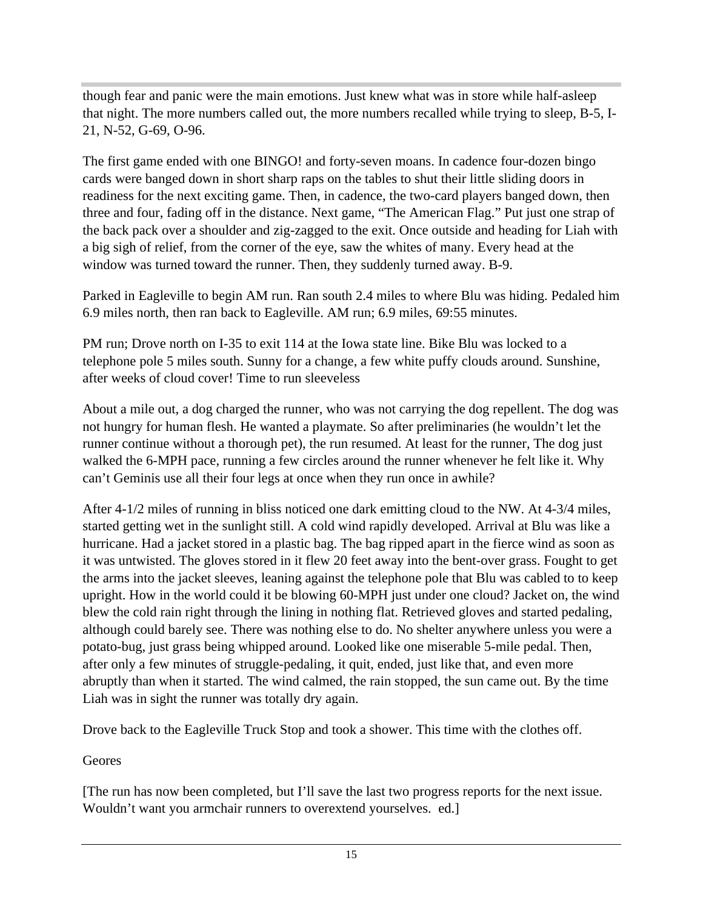though fear and panic were the main emotions. Just knew what was in store while half-asleep that night. The more numbers called out, the more numbers recalled while trying to sleep, B-5, I-21, N-52, G-69, O-96.

The first game ended with one BINGO! and forty-seven moans. In cadence four-dozen bingo cards were banged down in short sharp raps on the tables to shut their little sliding doors in readiness for the next exciting game. Then, in cadence, the two-card players banged down, then three and four, fading off in the distance. Next game, "The American Flag." Put just one strap of the back pack over a shoulder and zig-zagged to the exit. Once outside and heading for Liah with a big sigh of relief, from the corner of the eye, saw the whites of many. Every head at the window was turned toward the runner. Then, they suddenly turned away. B-9.

Parked in Eagleville to begin AM run. Ran south 2.4 miles to where Blu was hiding. Pedaled him 6.9 miles north, then ran back to Eagleville. AM run; 6.9 miles, 69:55 minutes.

PM run; Drove north on I-35 to exit 114 at the Iowa state line. Bike Blu was locked to a telephone pole 5 miles south. Sunny for a change, a few white puffy clouds around. Sunshine, after weeks of cloud cover! Time to run sleeveless

About a mile out, a dog charged the runner, who was not carrying the dog repellent. The dog was not hungry for human flesh. He wanted a playmate. So after preliminaries (he wouldn't let the runner continue without a thorough pet), the run resumed. At least for the runner, The dog just walked the 6-MPH pace, running a few circles around the runner whenever he felt like it. Why can't Geminis use all their four legs at once when they run once in awhile?

After 4-1/2 miles of running in bliss noticed one dark emitting cloud to the NW. At 4-3/4 miles, started getting wet in the sunlight still. A cold wind rapidly developed. Arrival at Blu was like a hurricane. Had a jacket stored in a plastic bag. The bag ripped apart in the fierce wind as soon as it was untwisted. The gloves stored in it flew 20 feet away into the bent-over grass. Fought to get the arms into the jacket sleeves, leaning against the telephone pole that Blu was cabled to to keep upright. How in the world could it be blowing 60-MPH just under one cloud? Jacket on, the wind blew the cold rain right through the lining in nothing flat. Retrieved gloves and started pedaling, although could barely see. There was nothing else to do. No shelter anywhere unless you were a potato-bug, just grass being whipped around. Looked like one miserable 5-mile pedal. Then, after only a few minutes of struggle-pedaling, it quit, ended, just like that, and even more abruptly than when it started. The wind calmed, the rain stopped, the sun came out. By the time Liah was in sight the runner was totally dry again.

Drove back to the Eagleville Truck Stop and took a shower. This time with the clothes off.

Geores

[The run has now been completed, but I'll save the last two progress reports for the next issue. Wouldn't want you armchair runners to overextend yourselves. ed.]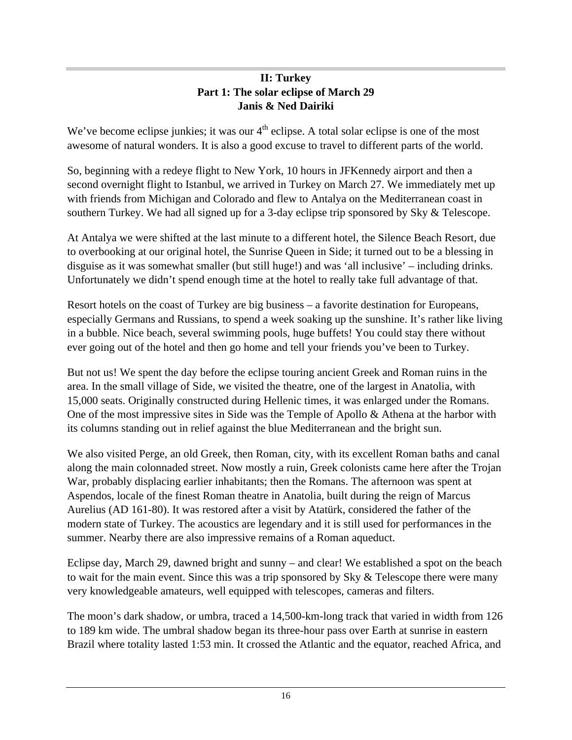## II: Turkey
### Part 1: The solar eclipse of March 29
### Janis & Ned Dairiki

We've become eclipse junkies; it was our 4th eclipse. A total solar eclipse is one of the most awesome of natural wonders. It is also a good excuse to travel to different parts of the world.

So, beginning with a redeye flight to New York, 10 hours in JFKennedy airport and then a second overnight flight to Istanbul, we arrived in Turkey on March 27. We immediately met up with friends from Michigan and Colorado and flew to Antalya on the Mediterranean coast in southern Turkey. We had all signed up for a 3-day eclipse trip sponsored by Sky & Telescope.

At Antalya we were shifted at the last minute to a different hotel, the Silence Beach Resort, due to overbooking at our original hotel, the Sunrise Queen in Side; it turned out to be a blessing in disguise as it was somewhat smaller (but still huge!) and was 'all inclusive' – including drinks. Unfortunately we didn't spend enough time at the hotel to really take full advantage of that.

Resort hotels on the coast of Turkey are big business – a favorite destination for Europeans, especially Germans and Russians, to spend a week soaking up the sunshine. It's rather like living in a bubble. Nice beach, several swimming pools, huge buffets! You could stay there without ever going out of the hotel and then go home and tell your friends you've been to Turkey.

But not us! We spent the day before the eclipse touring ancient Greek and Roman ruins in the area. In the small village of Side, we visited the theatre, one of the largest in Anatolia, with 15,000 seats. Originally constructed during Hellenic times, it was enlarged under the Romans. One of the most impressive sites in Side was the Temple of Apollo & Athena at the harbor with its columns standing out in relief against the blue Mediterranean and the bright sun.

We also visited Perge, an old Greek, then Roman, city, with its excellent Roman baths and canal along the main colonnaded street. Now mostly a ruin, Greek colonists came here after the Trojan War, probably displacing earlier inhabitants; then the Romans. The afternoon was spent at Aspendos, locale of the finest Roman theatre in Anatolia, built during the reign of Marcus Aurelius (AD 161-80). It was restored after a visit by Atatürk, considered the father of the modern state of Turkey. The acoustics are legendary and it is still used for performances in the summer. Nearby there are also impressive remains of a Roman aqueduct.

Eclipse day, March 29, dawned bright and sunny – and clear! We established a spot on the beach to wait for the main event. Since this was a trip sponsored by Sky & Telescope there were many very knowledgeable amateurs, well equipped with telescopes, cameras and filters.

The moon's dark shadow, or umbra, traced a 14,500-km-long track that varied in width from 126 to 189 km wide. The umbral shadow began its three-hour pass over Earth at sunrise in eastern Brazil where totality lasted 1:53 min. It crossed the Atlantic and the equator, reached Africa, and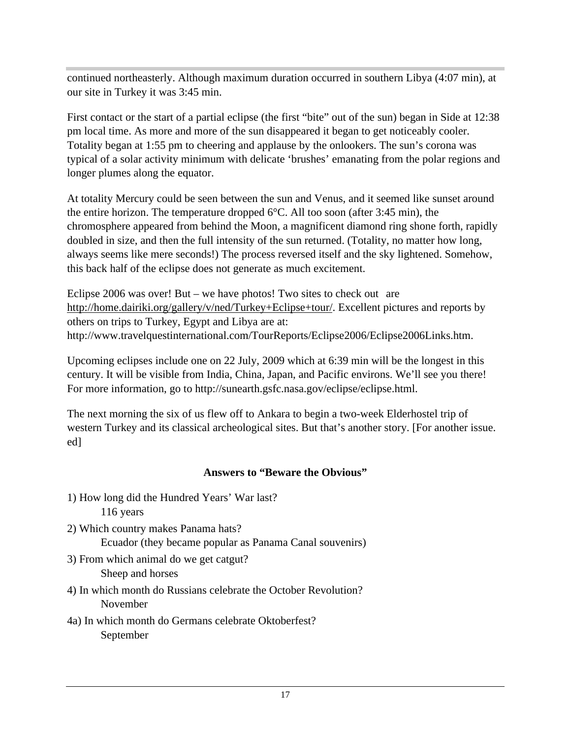continued northeasterly. Although maximum duration occurred in southern Libya (4:07 min), at our site in Turkey it was 3:45 min.

First contact or the start of a partial eclipse (the first "bite" out of the sun) began in Side at 12:38 pm local time. As more and more of the sun disappeared it began to get noticeably cooler. Totality began at 1:55 pm to cheering and applause by the onlookers. The sun's corona was typical of a solar activity minimum with delicate 'brushes' emanating from the polar regions and longer plumes along the equator.

At totality Mercury could be seen between the sun and Venus, and it seemed like sunset around the entire horizon. The temperature dropped 6°C. All too soon (after 3:45 min), the chromosphere appeared from behind the Moon, a magnificent diamond ring shone forth, rapidly doubled in size, and then the full intensity of the sun returned. (Totality, no matter how long, always seems like mere seconds!) The process reversed itself and the sky lightened. Somehow, this back half of the eclipse does not generate as much excitement.

Eclipse 2006 was over! But – we have photos! Two sites to check out are http://home.dairiki.org/gallery/v/ned/Turkey+Eclipse+tour/. Excellent pictures and reports by others on trips to Turkey, Egypt and Libya are at: http://www.travelquestinternational.com/TourReports/Eclipse2006/Eclipse2006Links.htm.

Upcoming eclipses include one on 22 July, 2009 which at 6:39 min will be the longest in this century. It will be visible from India, China, Japan, and Pacific environs. We'll see you there! For more information, go to http://sunearth.gsfc.nasa.gov/eclipse/eclipse.html.

The next morning the six of us flew off to Ankara to begin a two-week Elderhostel trip of western Turkey and its classical archeological sites. But that's another story. [For another issue. ed]

### Answers to "Beware the Obvious"

1) How long did the Hundred Years' War last?
   116 years

2) Which country makes Panama hats?
   Ecuador (they became popular as Panama Canal souvenirs)

3) From which animal do we get catgut?
   Sheep and horses

4) In which month do Russians celebrate the October Revolution?
   November

4a) In which month do Germans celebrate Oktoberfest?
   September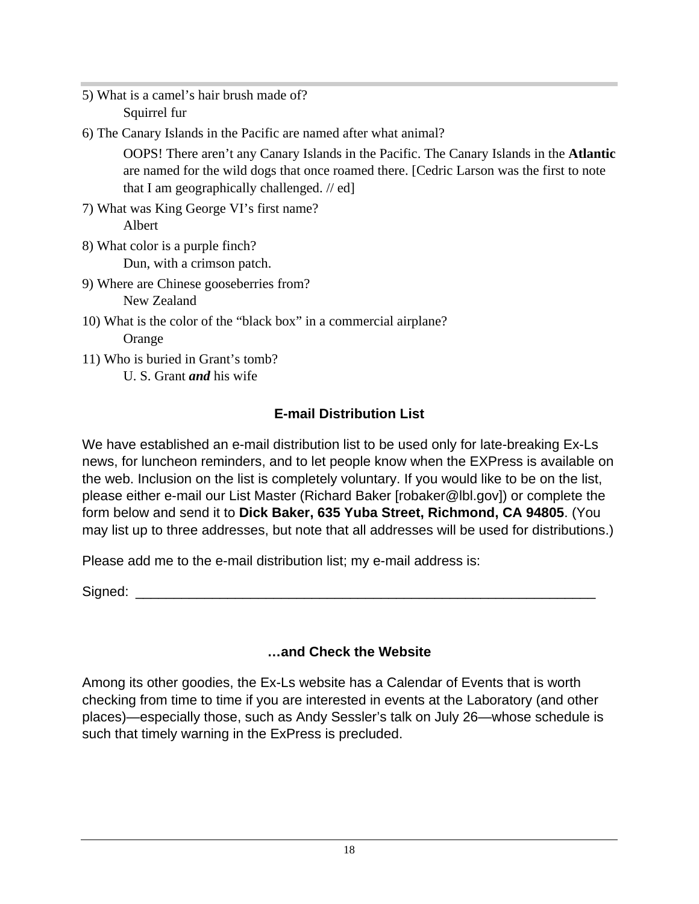5) What is a camel's hair brush made of?

Squirrel fur

6) The Canary Islands in the Pacific are named after what animal?

OOPS! There aren't any Canary Islands in the Pacific. The Canary Islands in the **Atlantic** are named for the wild dogs that once roamed there. [Cedric Larson was the first to note that I am geographically challenged. // ed]

7) What was King George VI's first name?

Albert

8) What color is a purple finch?

Dun, with a crimson patch.

9) Where are Chinese gooseberries from?

New Zealand

10) What is the color of the "black box" in a commercial airplane?

Orange

11) Who is buried in Grant's tomb?

U. S. Grant ***and*** his wife

## E-mail Distribution List

We have established an e-mail distribution list to be used only for late-breaking Ex-Ls news, for luncheon reminders, and to let people know when the EXPress is available on the web. Inclusion on the list is completely voluntary. If you would like to be on the list, please either e-mail our List Master (Richard Baker [robaker@lbl.gov]) or complete the form below and send it to **Dick Baker, 635 Yuba Street, Richmond, CA 94805**. (You may list up to three addresses, but note that all addresses will be used for distributions.)

Please add me to the e-mail distribution list; my e-mail address is:

Signed: ______________________________________________________________

## …and Check the Website

Among its other goodies, the Ex-Ls website has a Calendar of Events that is worth checking from time to time if you are interested in events at the Laboratory (and other places)—especially those, such as Andy Sessler's talk on July 26—whose schedule is such that timely warning in the ExPress is precluded.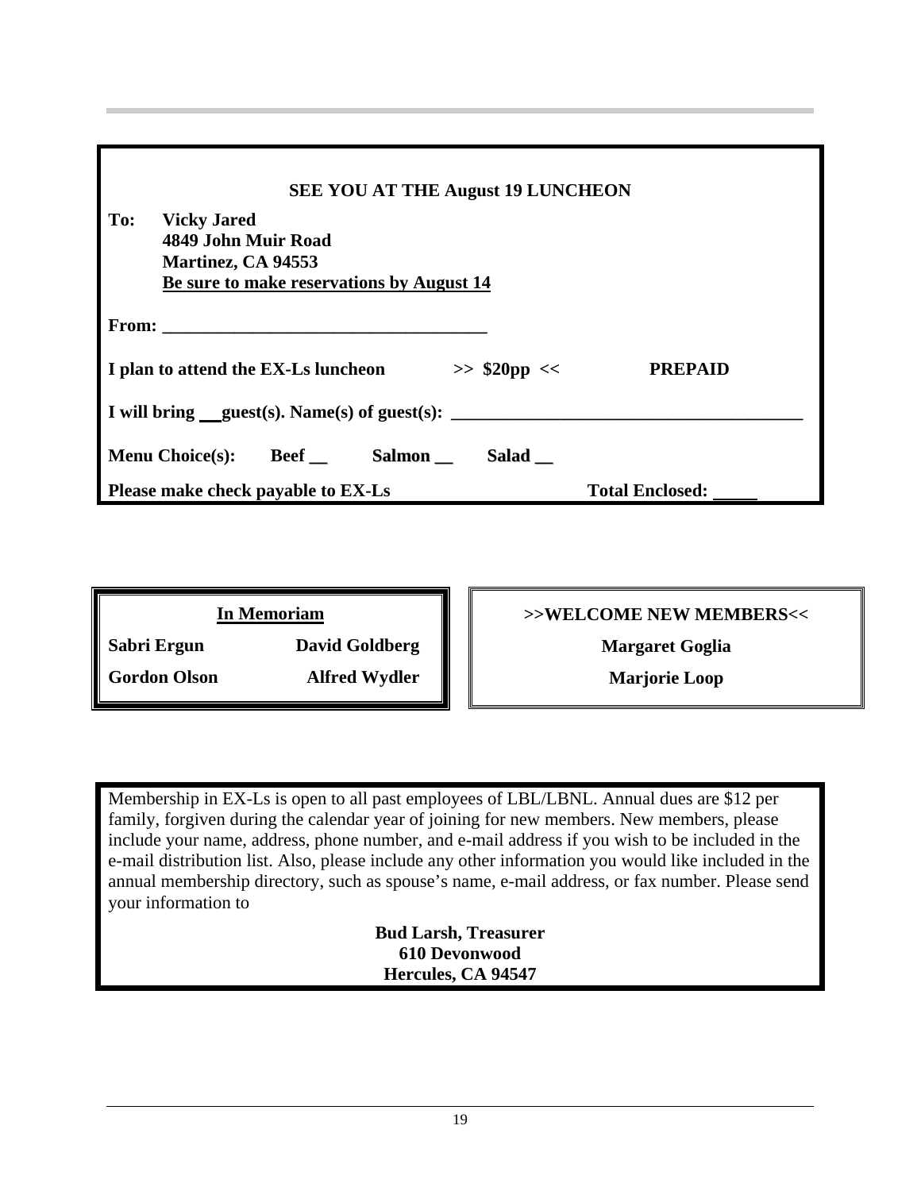**SEE YOU AT THE August 19 LUNCHEON**

**To: Vicky Jared**
**4849 John Muir Road**
**Martinez, CA 94553**
**Be sure to make reservations by August 14**

**From: \_\_\_\_\_\_\_\_\_\_\_\_\_\_\_\_\_\_\_\_\_\_\_\_\_\_\_\_\_\_\_\_\_\_\_\_**

**I plan to attend the EX-Ls luncheon >> $20pp << PREPAID**

**I will bring \_\_guest(s). Name(s) of guest(s): \_\_\_\_\_\_\_\_\_\_\_\_\_\_\_\_\_\_\_\_\_\_\_\_\_\_\_\_\_\_\_\_\_\_\_\_\_\_**

**Menu Choice(s): Beef \_\_ Salmon \_\_ Salad \_\_**

**Please make check payable to EX-Ls** **Total Enclosed: \_\_\_\_\_**

## In Memoriam

**Sabri Ergun** **David Goldberg**

**Gordon Olson** **Alfred Wydler**

## >>WELCOME NEW MEMBERS<<

**Margaret Goglia**

**Marjorie Loop**

Membership in EX-Ls is open to all past employees of LBL/LBNL. Annual dues are $12 per family, forgiven during the calendar year of joining for new members. New members, please include your name, address, phone number, and e-mail address if you wish to be included in the e-mail distribution list. Also, please include any other information you would like included in the annual membership directory, such as spouse's name, e-mail address, or fax number. Please send your information to

**Bud Larsh, Treasurer**
**610 Devonwood**
**Hercules, CA 94547**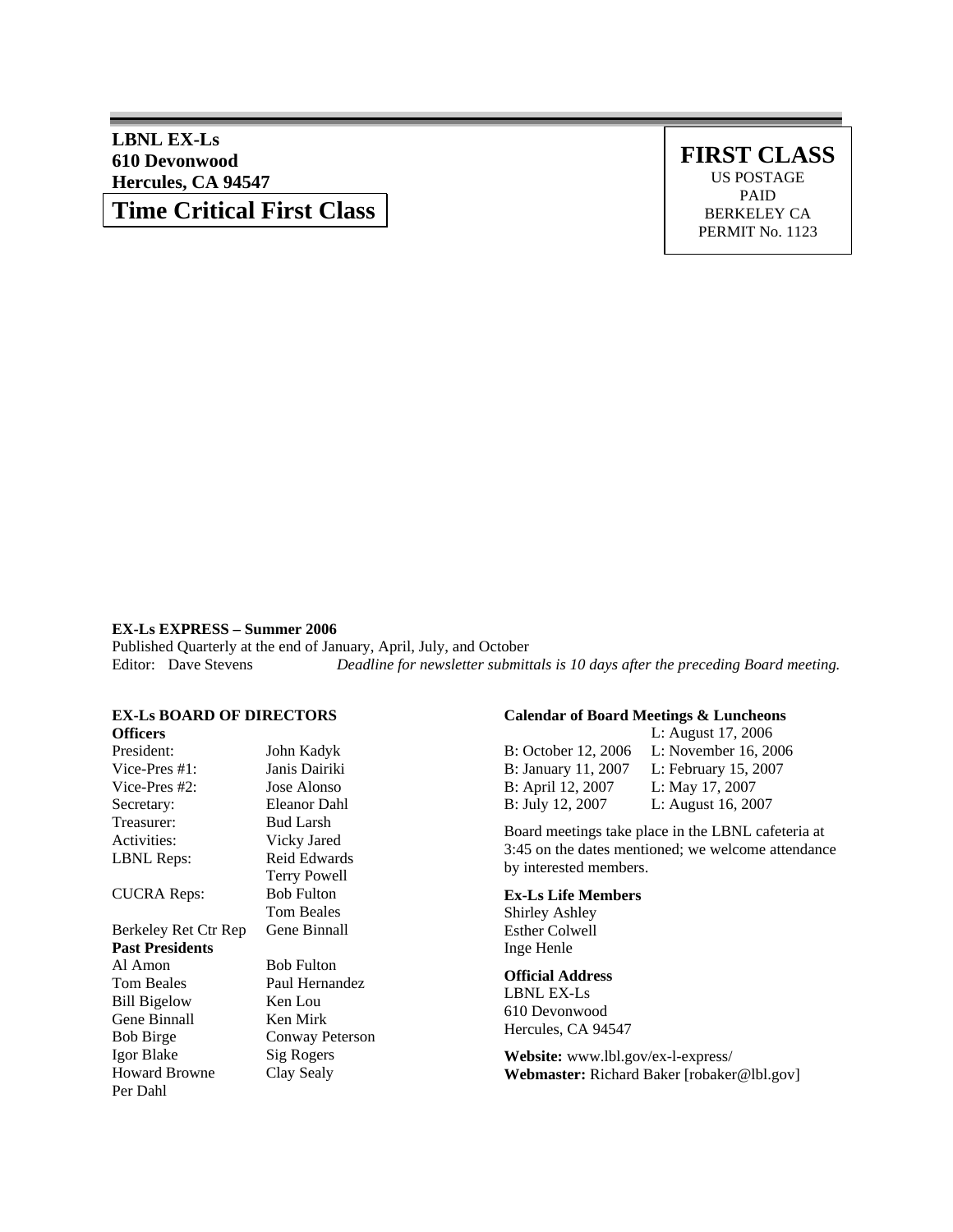**LBNL EX-Ls**
**610 Devonwood**
**Hercules, CA 94547**

**Time Critical First Class**

**FIRST CLASS**
US POSTAGE
PAID
BERKELEY CA
PERMIT No. 1123

**EX-Ls EXPRESS – Summer 2006**
Published Quarterly at the end of January, April, July, and October
Editor: Dave Stevens *Deadline for newsletter submittals is 10 days after the preceding Board meeting.*

**EX-Ls BOARD OF DIRECTORS**

**Officers**

| | |
|---|---|
| President: | John Kadyk |
| Vice-Pres #1: | Janis Dairiki |
| Vice-Pres #2: | Jose Alonso |
| Secretary: | Eleanor Dahl |
| Treasurer: | Bud Larsh |
| Activities: | Vicky Jared |
| LBNL Reps: | Reid Edwards |
| | Terry Powell |
| CUCRA Reps: | Bob Fulton |
| | Tom Beales |
| Berkeley Ret Ctr Rep | Gene Binnall |

**Past Presidents**

| | |
|---|---|
| Al Amon | Bob Fulton |
| Tom Beales | Paul Hernandez |
| Bill Bigelow | Ken Lou |
| Gene Binnall | Ken Mirk |
| Bob Birge | Conway Peterson |
| Igor Blake | Sig Rogers |
| Howard Browne | Clay Sealy |
| Per Dahl | |

**Calendar of Board Meetings & Luncheons**

| | |
|---|---|
| | L: August 17, 2006 |
| B: October 12, 2006 | L: November 16, 2006 |
| B: January 11, 2007 | L: February 15, 2007 |
| B: April 12, 2007 | L: May 17, 2007 |
| B: July 12, 2007 | L: August 16, 2007 |

Board meetings take place in the LBNL cafeteria at 3:45 on the dates mentioned; we welcome attendance by interested members.

**Ex-Ls Life Members**
Shirley Ashley
Esther Colwell
Inge Henle

**Official Address**
LBNL EX-Ls
610 Devonwood
Hercules, CA 94547

**Website:** www.lbl.gov/ex-l-express/
**Webmaster:** Richard Baker [robaker@lbl.gov]